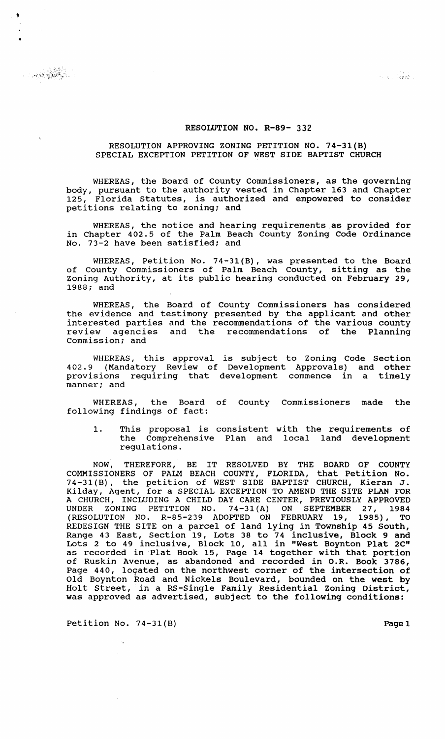RESOLUTION NO. R-89- 332

RESOLUTION APPROVING ZONING PETITION NO. 74-31(B)
SPECIAL EXCEPTION PETITION OF WEST SIDE BAPTIST CHURCH

WHEREAS, the Board of County Commissioners, as the governing body, pursuant to the authority vested in Chapter 163 and Chapter 125, Florida Statutes, is authorized and empowered to consider petitions relating to zoning; and

WHEREAS, the notice and hearing requirements as provided for in Chapter 402.5 of the Palm Beach County Zoning Code Ordinance No. 73-2 have been satisfied; and

WHEREAS, Petition No. 74-31(B), was presented to the Board of County Commissioners of Palm Beach County, sitting as the Zoning Authority, at its public hearing conducted on February 29, 1988; and

WHEREAS, the Board of County Commissioners has considered the evidence and testimony presented by the applicant and other interested parties and the recommendations of the various county review agencies and the recommendations of the Planning Commission; and

WHEREAS, this approval is subject to Zoning Code Section 402.9 (Mandatory Review of Development Approvals) and other provisions requiring that development commence in a timely manner; and

WHEREAS, the Board of County Commissioners made the following findings of fact:

1. This proposal is consistent with the requirements of the Comprehensive Plan and local land development regulations.

NOW, THEREFORE, BE IT RESOLVED BY THE BOARD OF COUNTY COMMISSIONERS OF PALM BEACH COUNTY, FLORIDA, that Petition No. 74-31(B), the petition of WEST SIDE BAPTIST CHURCH, Kieran J. Kilday, Agent, for a SPECIAL EXCEPTION TO AMEND THE SITE PLAN FOR A CHURCH, INCLUDING A CHILD DAY CARE CENTER, PREVIOUSLY APPROVED UNDER ZONING PETITION NO. 74-31(A) ON SEPTEMBER 27, 1984 (RESOLUTION NO. R-85-239 ADOPTED ON FEBRUARY 19, 1985), TO REDESIGN THE SITE on a parcel of land lying in Township 45 South, Range 43 East, Section 19, Lots 38 to 74 inclusive, Block 9 and Lots 2 to 49 inclusive, Block 10, all in "West Boynton Plat 2C" as recorded in Plat Book 15, Page 14 together with that portion of Ruskin Avenue, as abandoned and recorded in O.R. Book 3786, Page 440, located on the northwest corner of the intersection of Old Boynton Road and Nickels Boulevard, bounded on the west by Holt Street, in a RS-Single Family Residential Zoning District, was approved as advertised, subject to the following conditions:

Petition No. 74-31(B)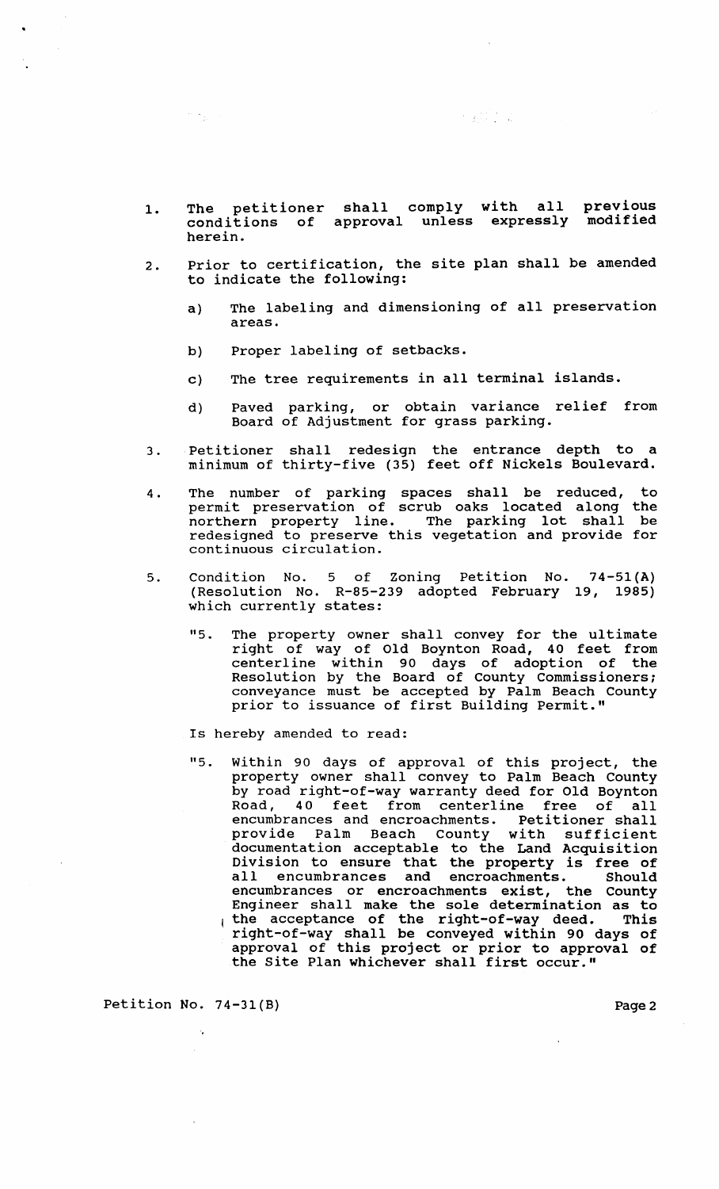1. The petitioner shall comply with all previous conditions of approval unless expressly modified herein.

2. Prior to certification, the site plan shall be amended to indicate the following:

   a) The labeling and dimensioning of all preservation areas.

   b) Proper labeling of setbacks.

   c) The tree requirements in all terminal islands.

   d) Paved parking, or obtain variance relief from Board of Adjustment for grass parking.

3. Petitioner shall redesign the entrance depth to a minimum of thirty-five (35) feet off Nickels Boulevard.

4. The number of parking spaces shall be reduced, to permit preservation of scrub oaks located along the northern property line. The parking lot shall be redesigned to preserve this vegetation and provide for continuous circulation.

5. Condition No. 5 of Zoning Petition No. 74-51(A) (Resolution No. R-85-239 adopted February 19, 1985) which currently states:

   "5. The property owner shall convey for the ultimate right of way of Old Boynton Road, 40 feet from centerline within 90 days of adoption of the Resolution by the Board of County Commissioners; conveyance must be accepted by Palm Beach County prior to issuance of first Building Permit."

   Is hereby amended to read:

   "5. Within 90 days of approval of this project, the property owner shall convey to Palm Beach County by road right-of-way warranty deed for Old Boynton Road, 40 feet from centerline free of all encumbrances and encroachments. Petitioner shall provide Palm Beach County with sufficient documentation acceptable to the Land Acquisition Division to ensure that the property is free of all encumbrances and encroachments. Should encumbrances or encroachments exist, the County Engineer shall make the sole determination as to the acceptance of the right-of-way deed. This right-of-way shall be conveyed within 90 days of approval of this project or prior to approval of the Site Plan whichever shall first occur."

Petition No. 74-31(B)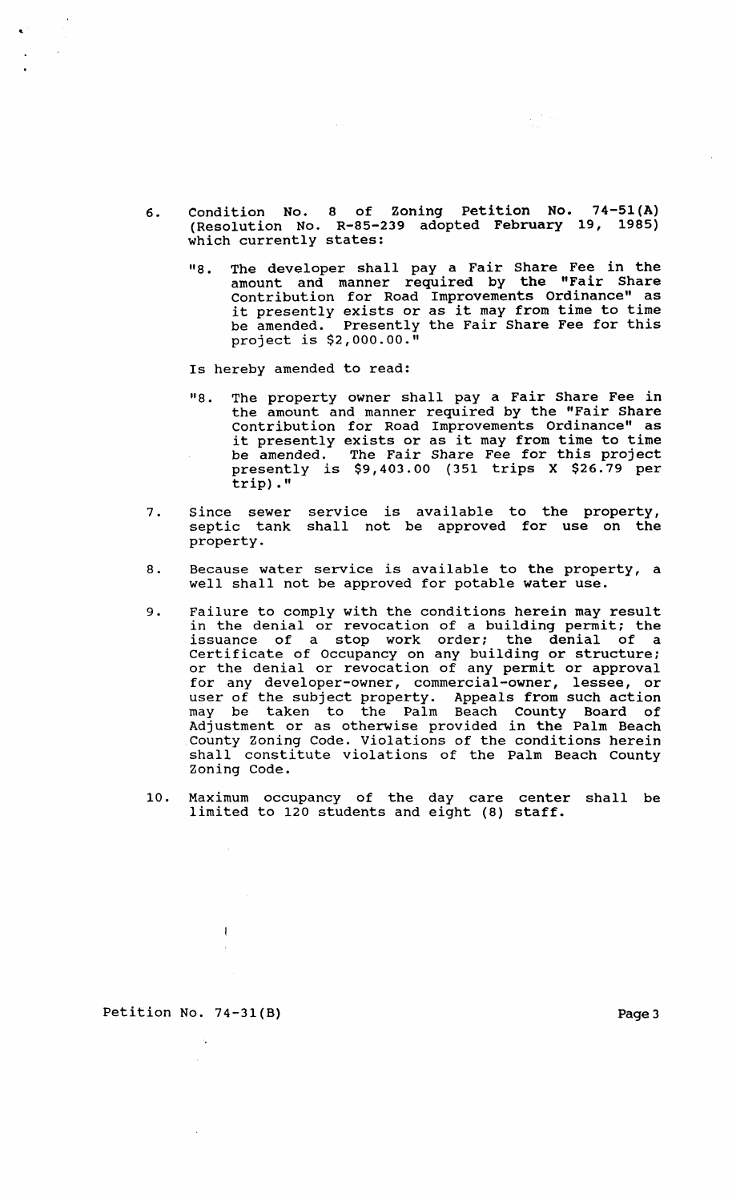6. Condition No. 8 of Zoning Petition No. 74-51(A) (Resolution No. R-85-239 adopted February 19, 1985) which currently states:

   "8. The developer shall pay a Fair Share Fee in the amount and manner required by the "Fair Share Contribution for Road Improvements Ordinance" as it presently exists or as it may from time to time be amended. Presently the Fair Share Fee for this project is $2,000.00."

   Is hereby amended to read:

   "8. The property owner shall pay a Fair Share Fee in the amount and manner required by the "Fair Share Contribution for Road Improvements Ordinance" as it presently exists or as it may from time to time be amended. The Fair Share Fee for this project presently is $9,403.00 (351 trips X $26.79 per trip)."

7. Since sewer service is available to the property, septic tank shall not be approved for use on the property.

8. Because water service is available to the property, a well shall not be approved for potable water use.

9. Failure to comply with the conditions herein may result in the denial or revocation of a building permit; the issuance of a stop work order; the denial of a Certificate of Occupancy on any building or structure; or the denial or revocation of any permit or approval for any developer-owner, commercial-owner, lessee, or user of the subject property. Appeals from such action may be taken to the Palm Beach County Board of Adjustment or as otherwise provided in the Palm Beach County Zoning Code. Violations of the conditions herein shall constitute violations of the Palm Beach County Zoning Code.

10. Maximum occupancy of the day care center shall be limited to 120 students and eight (8) staff.

Petition No. 74-31(B)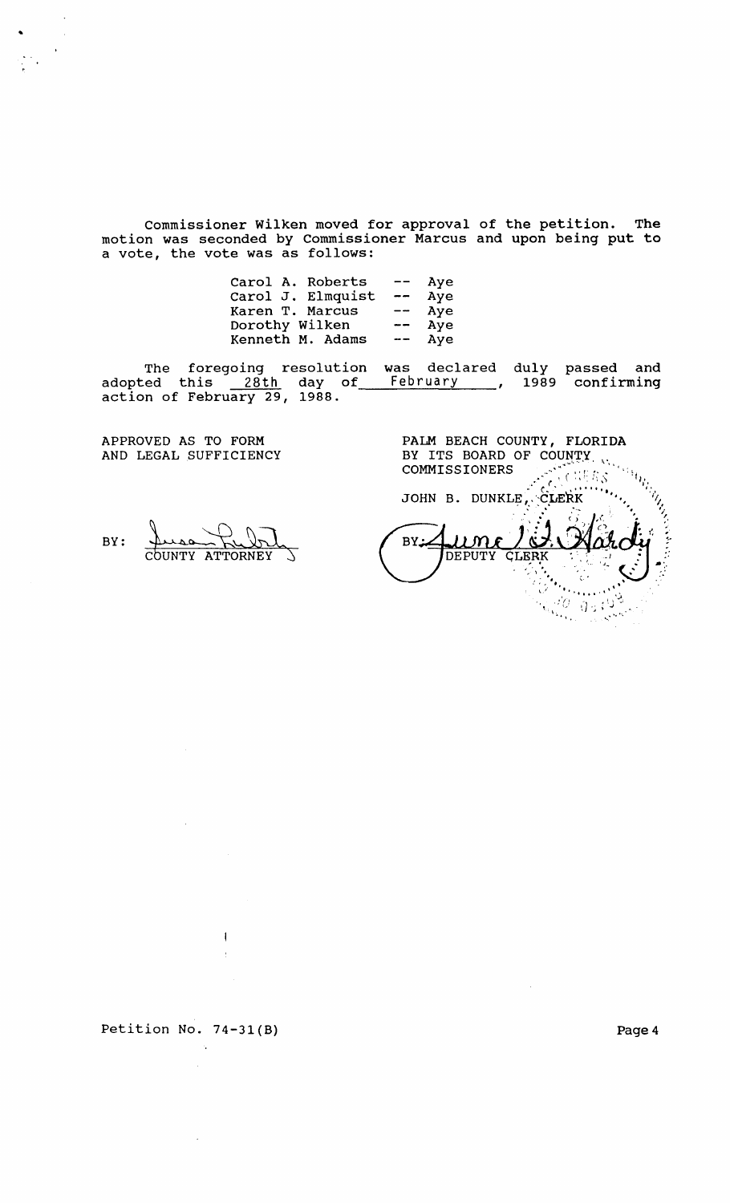Commissioner Wilken moved for approval of the petition. The motion was seconded by Commissioner Marcus and upon being put to a vote, the vote was as follows:

| | | |
|---|---|---|
| Carol A. Roberts | -- | Aye |
| Carol J. Elmquist | -- | Aye |
| Karen T. Marcus | -- | Aye |
| Dorothy Wilken | -- | Aye |
| Kenneth M. Adams | -- | Aye |

The foregoing resolution was declared duly passed and adopted this 28th day of February, 1989 confirming action of February 29, 1988.

APPROVED AS TO FORM AND LEGAL SUFFICIENCY

BY: COUNTY ATTORNEY

PALM BEACH COUNTY, FLORIDA
BY ITS BOARD OF COUNTY COMMISSIONERS

JOHN B. DUNKLE, CLERK

BY: DEPUTY CLERK

Petition No. 74-31(B)